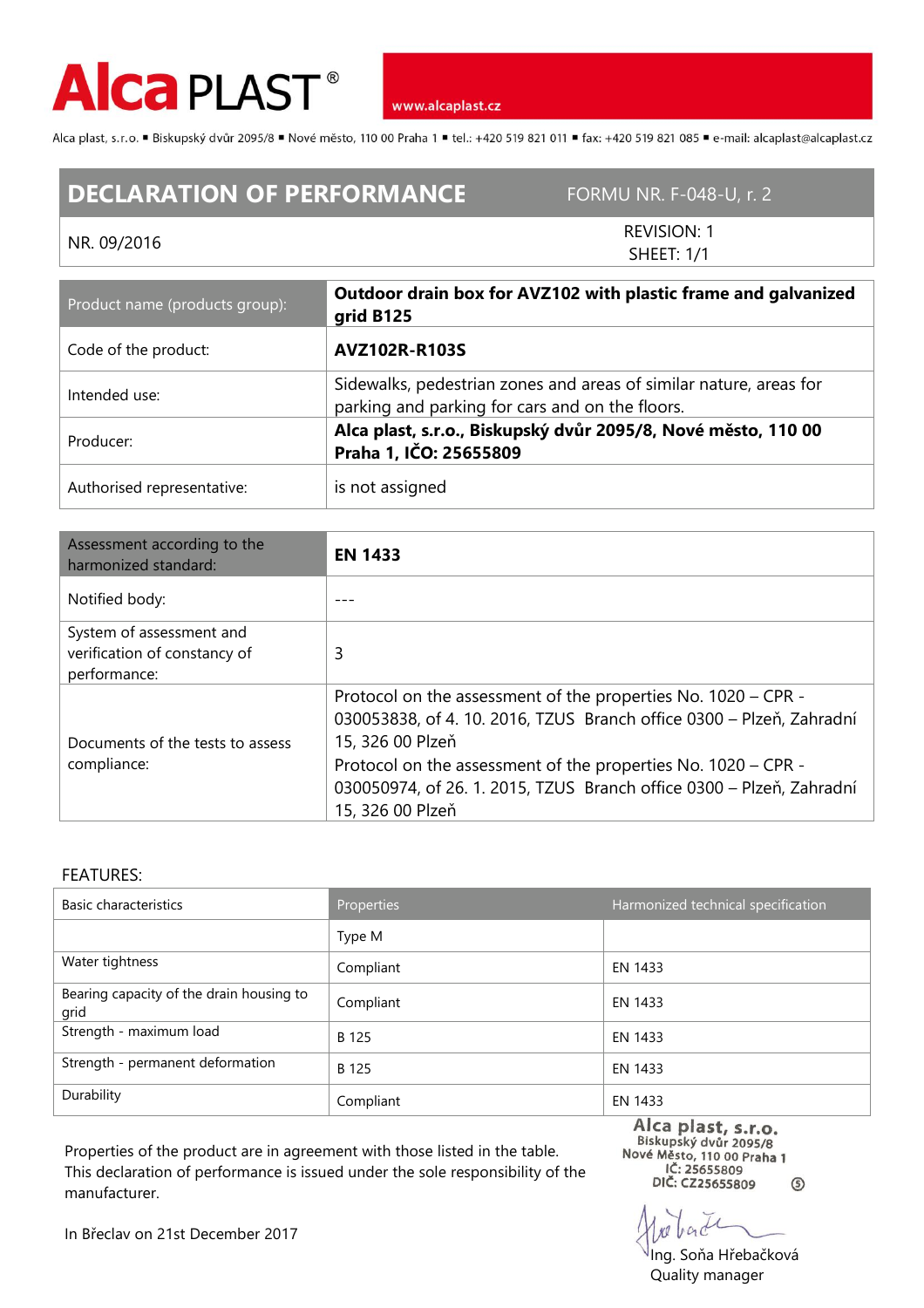# Alca PLAST®

www.alcaplast.cz

Alca plast, s.r.o. ▪ Biskupský dvůr 2095/8 ▪ Nové město, 110 00 Praha 1 ▪ tel.: +420 519 821 011 ▪ fax: +420 519 821 085 ▪ e-mail: alcaplast@alcaplast.cz

## DECLARATION OF PERFORMANCE

FORMU NR. F-048-U, r. 2

NR. 09/2016

REVISION: 1
SHEET: 1/1

| Product name (products group): | **Outdoor drain box for AVZ102 with plastic frame and galvanized grid B125** |
|---|---|
| Code of the product: | **AVZ102R-R103S** |
| Intended use: | Sidewalks, pedestrian zones and areas of similar nature, areas for parking and parking for cars and on the floors. |
| Producer: | **Alca plast, s.r.o., Biskupský dvůr 2095/8, Nové město, 110 00 Praha 1, IČO: 25655809** |
| Authorised representative: | is not assigned |

| Assessment according to the harmonized standard: | **EN 1433** |
|---|---|
| Notified body: | --- |
| System of assessment and verification of constancy of performance: | 3 |
| Documents of the tests to assess compliance: | Protocol on the assessment of the properties No. 1020 – CPR - 030053838, of 4. 10. 2016, TZUS Branch office 0300 – Plzeň, Zahradní 15, 326 00 Plzeň<br>Protocol on the assessment of the properties No. 1020 – CPR - 030050974, of 26. 1. 2015, TZUS Branch office 0300 – Plzeň, Zahradní 15, 326 00 Plzeň |

FEATURES:

| Basic characteristics | Properties | Harmonized technical specification |
|---|---|---|
| | Type M | |
| Water tightness | Compliant | EN 1433 |
| Bearing capacity of the drain housing to grid | Compliant | EN 1433 |
| Strength - maximum load | B 125 | EN 1433 |
| Strength - permanent deformation | B 125 | EN 1433 |
| Durability | Compliant | EN 1433 |

Properties of the product are in agreement with those listed in the table.
This declaration of performance is issued under the sole responsibility of the manufacturer.

In Břeclav on 21st December 2017

Alca plast, s.r.o.
Biskupský dvůr 2095/8
Nové Město, 110 00 Praha 1
IČ: 25655809
DIČ: CZ25655809

Ing. Soňa Hřebačková
Quality manager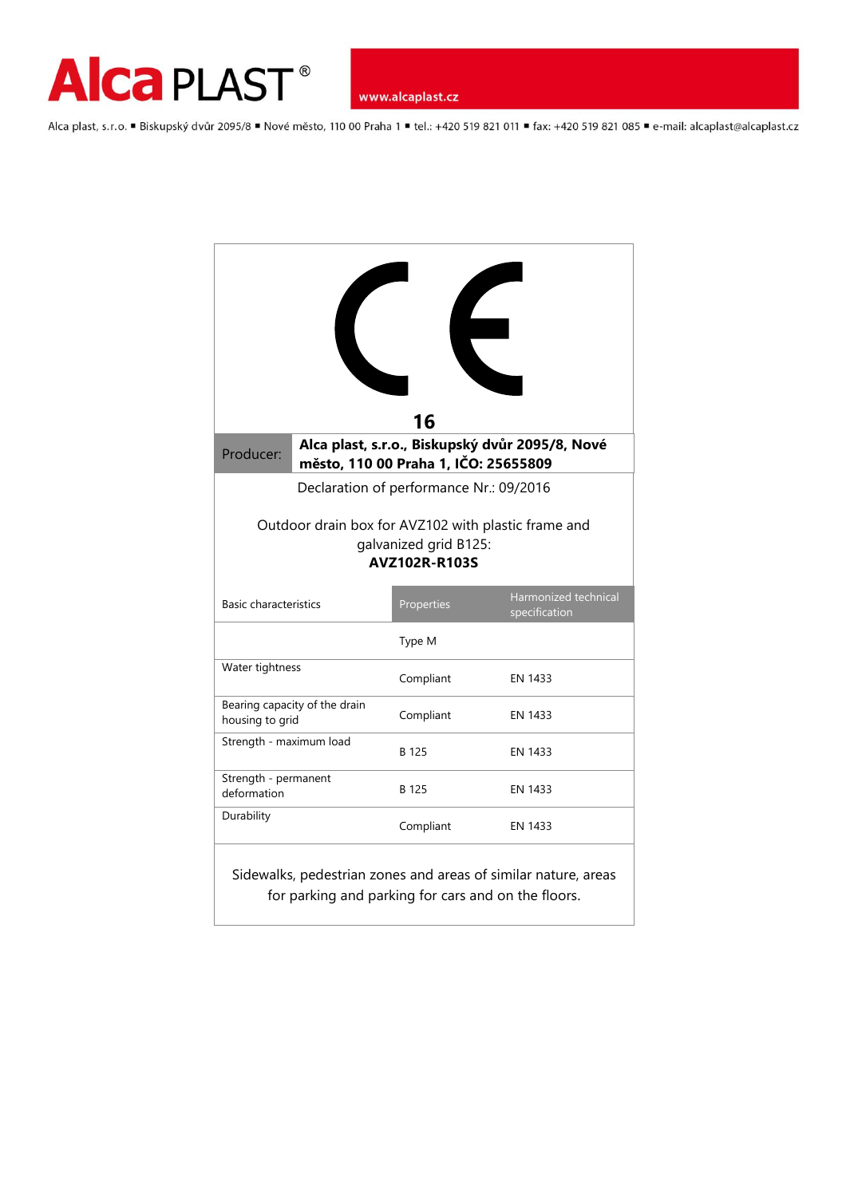**Alca PLAST®** www.alcaplast.cz

Alca plast, s.r.o. ▪ Biskupský dvůr 2095/8 ▪ Nové město, 110 00 Praha 1 ▪ tel.: +420 519 821 011 ▪ fax: +420 519 821 085 ▪ e-mail: alcaplast@alcaplast.cz

# CE

**16**

| | |
|---|---|
| Producer: | **Alca plast, s.r.o., Biskupský dvůr 2095/8, Nové město, 110 00 Praha 1, IČO: 25655809** |

Declaration of performance Nr.: 09/2016

Outdoor drain box for AVZ102 with plastic frame and galvanized grid B125:
**AVZ102R-R103S**

| Basic characteristics | Properties | Harmonized technical specification |
|---|---|---|
| | Type M | |
| Water tightness | Compliant | EN 1433 |
| Bearing capacity of the drain housing to grid | Compliant | EN 1433 |
| Strength - maximum load | B 125 | EN 1433 |
| Strength - permanent deformation | B 125 | EN 1433 |
| Durability | Compliant | EN 1433 |

Sidewalks, pedestrian zones and areas of similar nature, areas for parking and parking for cars and on the floors.